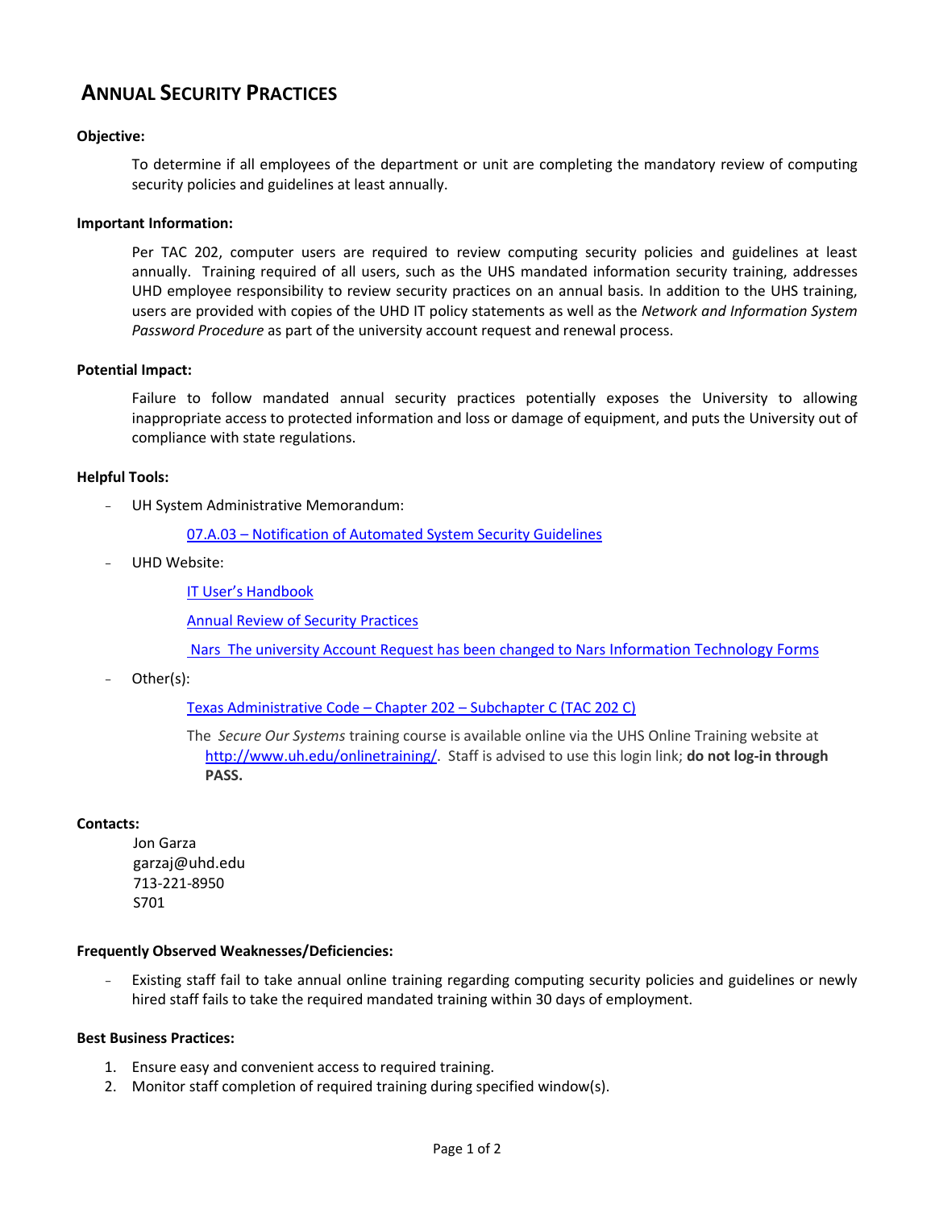# ANNUAL SECURITY PRACTICES

**Objective:**

To determine if all employees of the department or unit are completing the mandatory review of computing security policies and guidelines at least annually.

**Important Information:**

Per TAC 202, computer users are required to review computing security policies and guidelines at least annually. Training required of all users, such as the UHS mandated information security training, addresses UHD employee responsibility to review security practices on an annual basis. In addition to the UHS training, users are provided with copies of the UHD IT policy statements as well as the *Network and Information System Password Procedure* as part of the university account request and renewal process.

**Potential Impact:**

Failure to follow mandated annual security practices potentially exposes the University to allowing inappropriate access to protected information and loss or damage of equipment, and puts the University out of compliance with state regulations.

**Helpful Tools:**

- UH System Administrative Memorandum:

  07.A.03 – Notification of Automated System Security Guidelines

- UHD Website:

  IT User's Handbook

  Annual Review of Security Practices

  Nars The university Account Request has been changed to Nars Information Technology Forms

- Other(s):

  Texas Administrative Code – Chapter 202 – Subchapter C (TAC 202 C)

  The *Secure Our Systems* training course is available online via the UHS Online Training website at http://www.uh.edu/onlinetraining/. Staff is advised to use this login link; **do not log-in through PASS.**

**Contacts:**

Jon Garza
garzaj@uhd.edu
713-221-8950
S701

**Frequently Observed Weaknesses/Deficiencies:**

- Existing staff fail to take annual online training regarding computing security policies and guidelines or newly hired staff fails to take the required mandated training within 30 days of employment.

**Best Business Practices:**

1. Ensure easy and convenient access to required training.
2. Monitor staff completion of required training during specified window(s).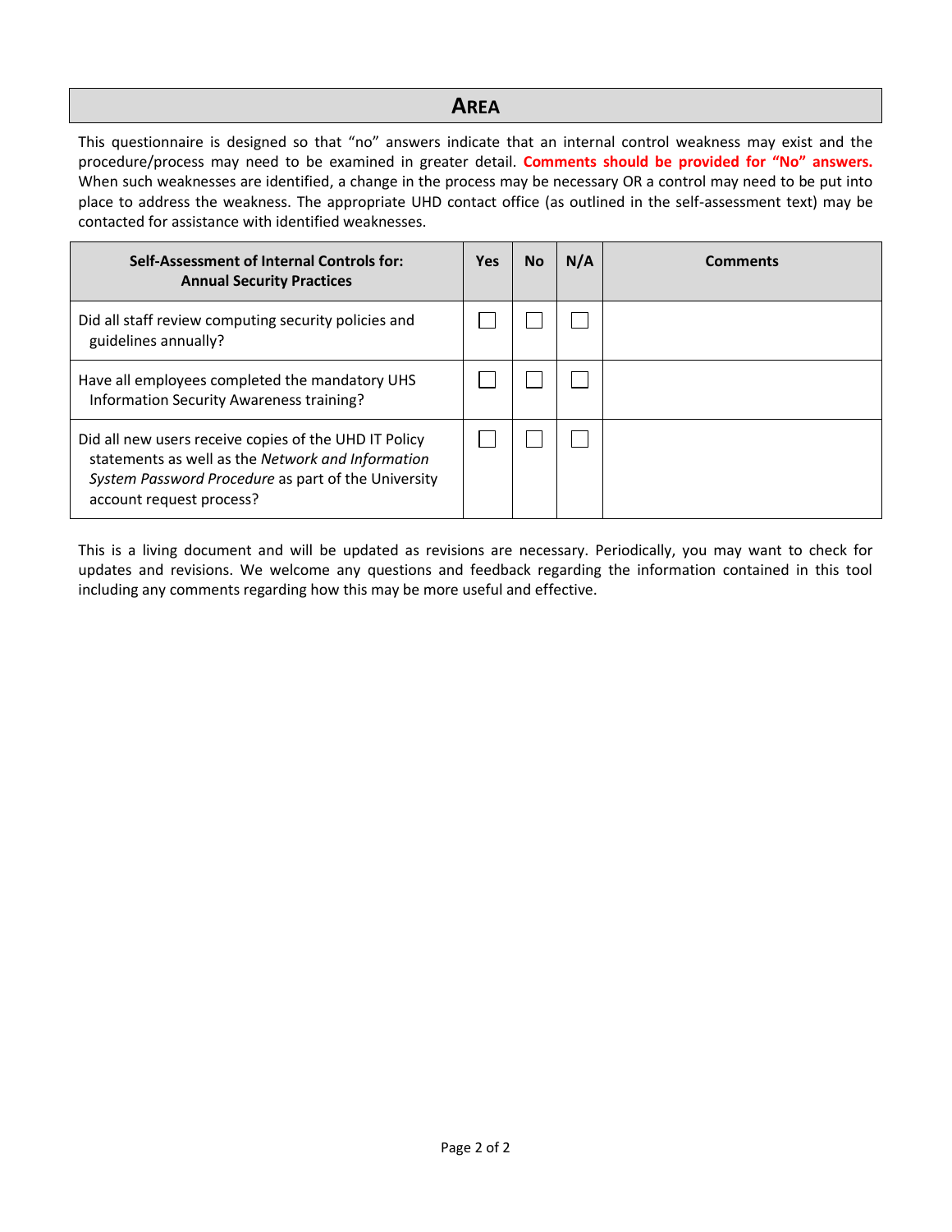## AREA

This questionnaire is designed so that "no" answers indicate that an internal control weakness may exist and the procedure/process may need to be examined in greater detail. **Comments should be provided for "No" answers.** When such weaknesses are identified, a change in the process may be necessary OR a control may need to be put into place to address the weakness. The appropriate UHD contact office (as outlined in the self-assessment text) may be contacted for assistance with identified weaknesses.

| Self-Assessment of Internal Controls for: Annual Security Practices | Yes | No | N/A | Comments |
|---|---|---|---|---|
| Did all staff review computing security policies and guidelines annually? | ☐ | ☐ | ☐ | |
| Have all employees completed the mandatory UHS Information Security Awareness training? | ☐ | ☐ | ☐ | |
| Did all new users receive copies of the UHD IT Policy statements as well as the *Network and Information System Password Procedure* as part of the University account request process? | ☐ | ☐ | ☐ | |

This is a living document and will be updated as revisions are necessary. Periodically, you may want to check for updates and revisions. We welcome any questions and feedback regarding the information contained in this tool including any comments regarding how this may be more useful and effective.